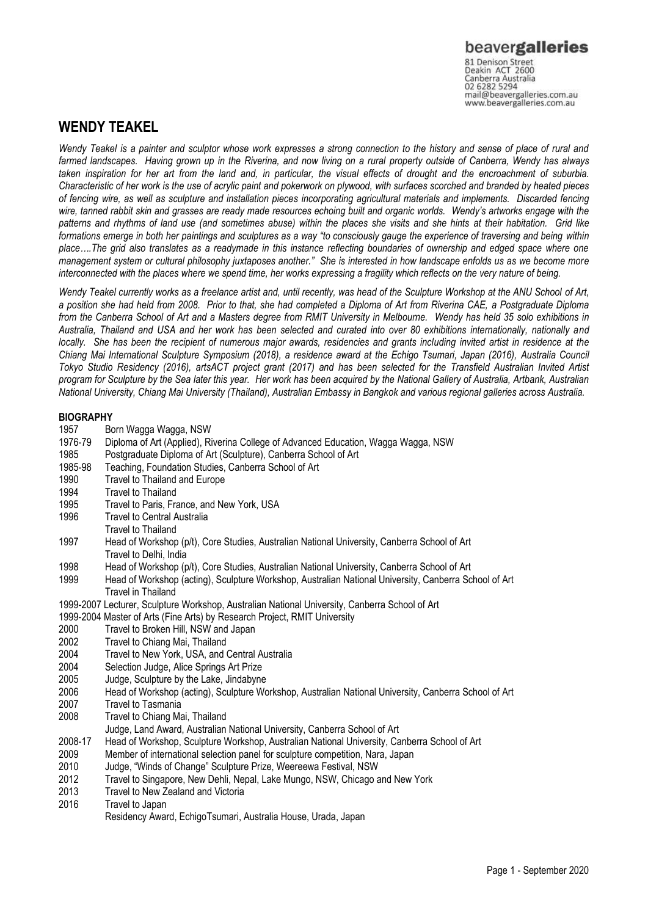beavergalleries
81 Denison Street
Deakin ACT 2600
Canberra Australia
02 6282 5294
mail@beavergalleries.com.au
www.beavergalleries.com.au

# WENDY TEAKEL

*Wendy Teakel is a painter and sculptor whose work expresses a strong connection to the history and sense of place of rural and farmed landscapes. Having grown up in the Riverina, and now living on a rural property outside of Canberra, Wendy has always taken inspiration for her art from the land and, in particular, the visual effects of drought and the encroachment of suburbia. Characteristic of her work is the use of acrylic paint and pokerwork on plywood, with surfaces scorched and branded by heated pieces of fencing wire, as well as sculpture and installation pieces incorporating agricultural materials and implements. Discarded fencing wire, tanned rabbit skin and grasses are ready made resources echoing built and organic worlds. Wendy's artworks engage with the patterns and rhythms of land use (and sometimes abuse) within the places she visits and she hints at their habitation. Grid like formations emerge in both her paintings and sculptures as a way "to consciously gauge the experience of traversing and being within place….The grid also translates as a readymade in this instance reflecting boundaries of ownership and edged space where one management system or cultural philosophy juxtaposes another." She is interested in how landscape enfolds us as we become more interconnected with the places where we spend time, her works expressing a fragility which reflects on the very nature of being.*

*Wendy Teakel currently works as a freelance artist and, until recently, was head of the Sculpture Workshop at the ANU School of Art, a position she had held from 2008. Prior to that, she had completed a Diploma of Art from Riverina CAE, a Postgraduate Diploma from the Canberra School of Art and a Masters degree from RMIT University in Melbourne. Wendy has held 35 solo exhibitions in Australia, Thailand and USA and her work has been selected and curated into over 80 exhibitions internationally, nationally and locally. She has been the recipient of numerous major awards, residencies and grants including invited artist in residence at the Chiang Mai International Sculpture Symposium (2018), a residence award at the Echigo Tsumari, Japan (2016), Australia Council Tokyo Studio Residency (2016), artsACT project grant (2017) and has been selected for the Transfield Australian Invited Artist program for Sculpture by the Sea later this year. Her work has been acquired by the National Gallery of Australia, Artbank, Australian National University, Chiang Mai University (Thailand), Australian Embassy in Bangkok and various regional galleries across Australia.*

**BIOGRAPHY**

1957 Born Wagga Wagga, NSW
1976-79 Diploma of Art (Applied), Riverina College of Advanced Education, Wagga Wagga, NSW
1985 Postgraduate Diploma of Art (Sculpture), Canberra School of Art
1985-98 Teaching, Foundation Studies, Canberra School of Art
1990 Travel to Thailand and Europe
1994 Travel to Thailand
1995 Travel to Paris, France, and New York, USA
1996 Travel to Central Australia
Travel to Thailand
1997 Head of Workshop (p/t), Core Studies, Australian National University, Canberra School of Art
Travel to Delhi, India
1998 Head of Workshop (p/t), Core Studies, Australian National University, Canberra School of Art
1999 Head of Workshop (acting), Sculpture Workshop, Australian National University, Canberra School of Art
Travel in Thailand
1999-2007 Lecturer, Sculpture Workshop, Australian National University, Canberra School of Art
1999-2004 Master of Arts (Fine Arts) by Research Project, RMIT University
2000 Travel to Broken Hill, NSW and Japan
2002 Travel to Chiang Mai, Thailand
2004 Travel to New York, USA, and Central Australia
2004 Selection Judge, Alice Springs Art Prize
2005 Judge, Sculpture by the Lake, Jindabyne
2006 Head of Workshop (acting), Sculpture Workshop, Australian National University, Canberra School of Art
2007 Travel to Tasmania
2008 Travel to Chiang Mai, Thailand
Judge, Land Award, Australian National University, Canberra School of Art
2008-17 Head of Workshop, Sculpture Workshop, Australian National University, Canberra School of Art
2009 Member of international selection panel for sculpture competition, Nara, Japan
2010 Judge, "Winds of Change" Sculpture Prize, Weereewa Festival, NSW
2012 Travel to Singapore, New Dehli, Nepal, Lake Mungo, NSW, Chicago and New York
2013 Travel to New Zealand and Victoria
2016 Travel to Japan
Residency Award, EchigoTsumari, Australia House, Urada, Japan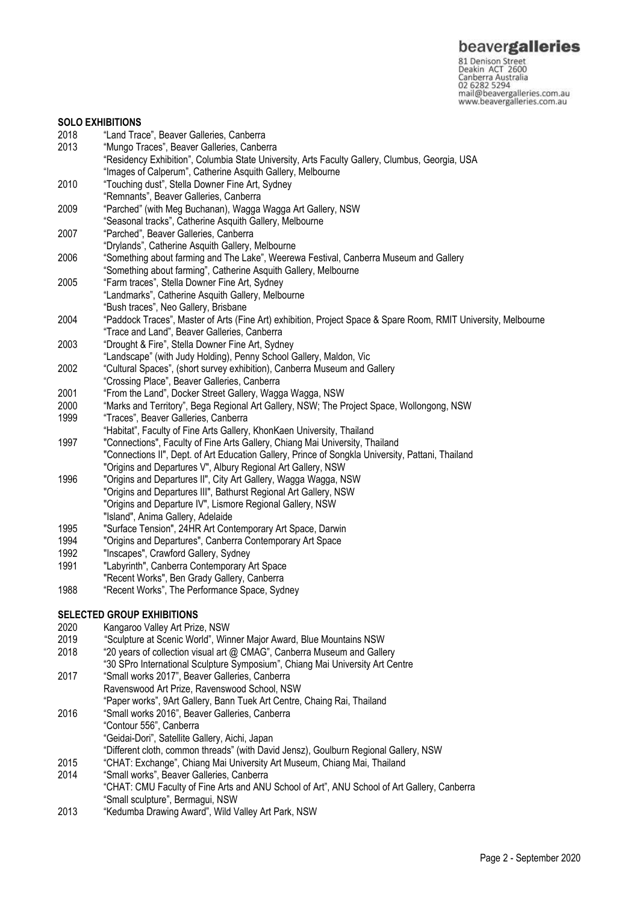## SOLO EXHIBITIONS

2018 "Land Trace", Beaver Galleries, Canberra

2013 "Mungo Traces", Beaver Galleries, Canberra
"Residency Exhibition", Columbia State University, Arts Faculty Gallery, Clumbus, Georgia, USA
"Images of Calperum", Catherine Asquith Gallery, Melbourne

2010 "Touching dust", Stella Downer Fine Art, Sydney
"Remnants", Beaver Galleries, Canberra

2009 "Parched" (with Meg Buchanan), Wagga Wagga Art Gallery, NSW
"Seasonal tracks", Catherine Asquith Gallery, Melbourne

2007 "Parched", Beaver Galleries, Canberra
"Drylands", Catherine Asquith Gallery, Melbourne

2006 "Something about farming and The Lake", Weerewa Festival, Canberra Museum and Gallery
"Something about farming", Catherine Asquith Gallery, Melbourne

2005 "Farm traces", Stella Downer Fine Art, Sydney
"Landmarks", Catherine Asquith Gallery, Melbourne
"Bush traces", Neo Gallery, Brisbane

2004 "Paddock Traces", Master of Arts (Fine Art) exhibition, Project Space & Spare Room, RMIT University, Melbourne
"Trace and Land", Beaver Galleries, Canberra

2003 "Drought & Fire", Stella Downer Fine Art, Sydney
"Landscape" (with Judy Holding), Penny School Gallery, Maldon, Vic

2002 "Cultural Spaces", (short survey exhibition), Canberra Museum and Gallery
"Crossing Place", Beaver Galleries, Canberra

2001 "From the Land", Docker Street Gallery, Wagga Wagga, NSW

2000 "Marks and Territory", Bega Regional Art Gallery, NSW; The Project Space, Wollongong, NSW

1999 "Traces", Beaver Galleries, Canberra
"Habitat", Faculty of Fine Arts Gallery, KhonKaen University, Thailand

1997 "Connections", Faculty of Fine Arts Gallery, Chiang Mai University, Thailand
"Connections II", Dept. of Art Education Gallery, Prince of Songkla University, Pattani, Thailand
"Origins and Departures V", Albury Regional Art Gallery, NSW

1996 "Origins and Departures II", City Art Gallery, Wagga Wagga, NSW
"Origins and Departures III", Bathurst Regional Art Gallery, NSW
"Origins and Departure IV", Lismore Regional Gallery, NSW
"Island", Anima Gallery, Adelaide

1995 "Surface Tension", 24HR Art Contemporary Art Space, Darwin

1994 "Origins and Departures", Canberra Contemporary Art Space

1992 "Inscapes", Crawford Gallery, Sydney

1991 "Labyrinth", Canberra Contemporary Art Space
"Recent Works", Ben Grady Gallery, Canberra

1988 "Recent Works", The Performance Space, Sydney

## SELECTED GROUP EXHIBITIONS

2020 Kangaroo Valley Art Prize, NSW

2019 "Sculpture at Scenic World", Winner Major Award, Blue Mountains NSW

2018 "20 years of collection visual art @ CMAG", Canberra Museum and Gallery
"30 SPro International Sculpture Symposium", Chiang Mai University Art Centre

2017 "Small works 2017", Beaver Galleries, Canberra
Ravenswood Art Prize, Ravenswood School, NSW
"Paper works", 9Art Gallery, Bann Tuek Art Centre, Chaing Rai, Thailand

2016 "Small works 2016", Beaver Galleries, Canberra
"Contour 556", Canberra
"Geidai-Dori", Satellite Gallery, Aichi, Japan
"Different cloth, common threads" (with David Jensz), Goulburn Regional Gallery, NSW

2015 "CHAT: Exchange", Chiang Mai University Art Museum, Chiang Mai, Thailand

2014 "Small works", Beaver Galleries, Canberra
"CHAT: CMU Faculty of Fine Arts and ANU School of Art", ANU School of Art Gallery, Canberra
"Small sculpture", Bermagui, NSW

2013 "Kedumba Drawing Award", Wild Valley Art Park, NSW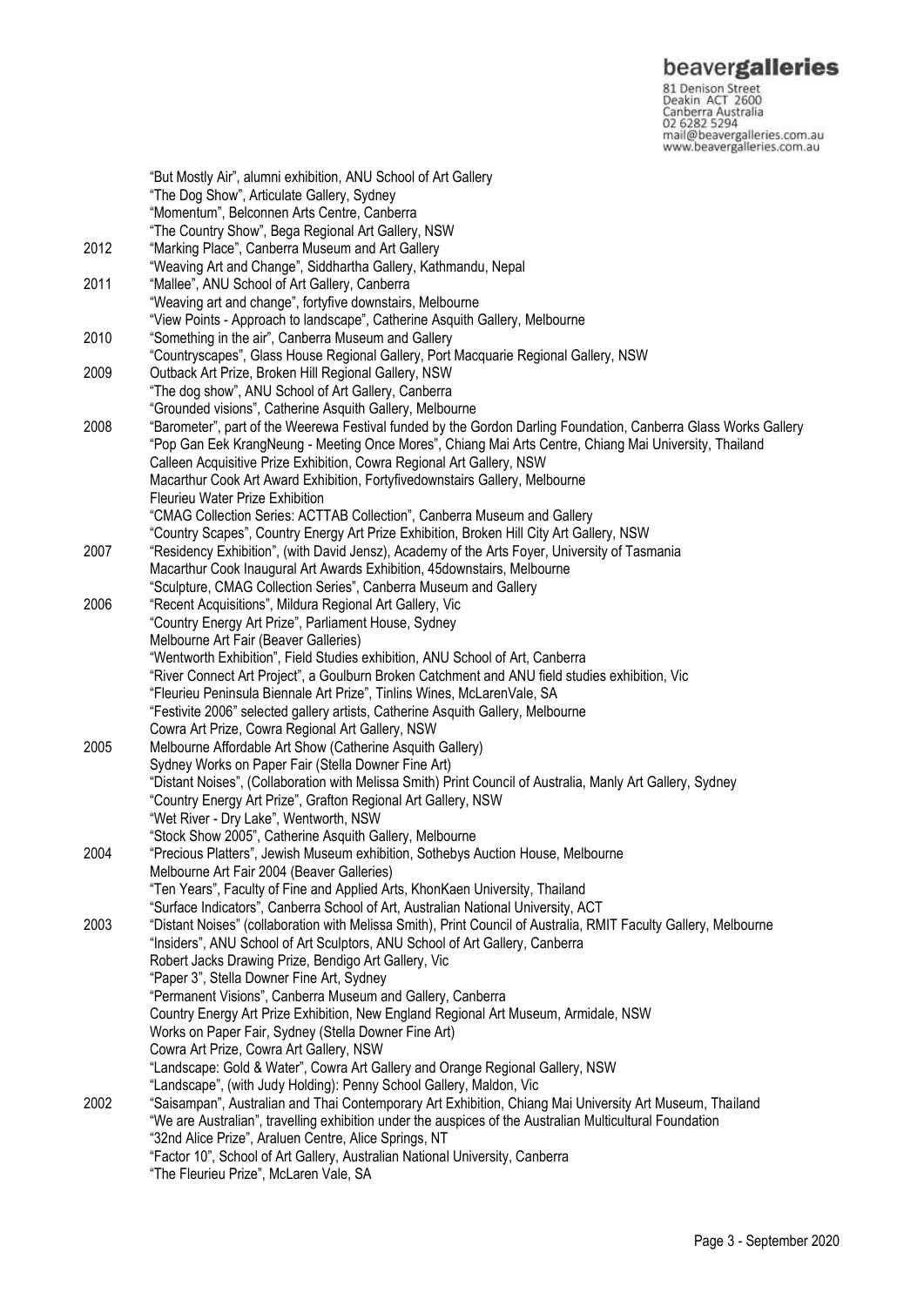"But Mostly Air", alumni exhibition, ANU School of Art Gallery
"The Dog Show", Articulate Gallery, Sydney
"Momentum", Belconnen Arts Centre, Canberra
"The Country Show", Bega Regional Art Gallery, NSW

**2012**
"Marking Place", Canberra Museum and Art Gallery
"Weaving Art and Change", Siddhartha Gallery, Kathmandu, Nepal

**2011**
"Mallee", ANU School of Art Gallery, Canberra
"Weaving art and change", fortyfive downstairs, Melbourne
"View Points - Approach to landscape", Catherine Asquith Gallery, Melbourne

**2010**
"Something in the air", Canberra Museum and Gallery
"Countryscapes", Glass House Regional Gallery, Port Macquarie Regional Gallery, NSW

**2009**
Outback Art Prize, Broken Hill Regional Gallery, NSW
"The dog show", ANU School of Art Gallery, Canberra
"Grounded visions", Catherine Asquith Gallery, Melbourne

**2008**
"Barometer", part of the Weerewa Festival funded by the Gordon Darling Foundation, Canberra Glass Works Gallery
"Pop Gan Eek KrangNeung - Meeting Once Mores", Chiang Mai Arts Centre, Chiang Mai University, Thailand
Calleen Acquisitive Prize Exhibition, Cowra Regional Art Gallery, NSW
Macarthur Cook Art Award Exhibition, Fortyfivedownstairs Gallery, Melbourne
Fleurieu Water Prize Exhibition
"CMAG Collection Series: ACTTAB Collection", Canberra Museum and Gallery
"Country Scapes", Country Energy Art Prize Exhibition, Broken Hill City Art Gallery, NSW

**2007**
"Residency Exhibition", (with David Jensz), Academy of the Arts Foyer, University of Tasmania
Macarthur Cook Inaugural Art Awards Exhibition, 45downstairs, Melbourne
"Sculpture, CMAG Collection Series", Canberra Museum and Gallery

**2006**
"Recent Acquisitions", Mildura Regional Art Gallery, Vic
"Country Energy Art Prize", Parliament House, Sydney
Melbourne Art Fair (Beaver Galleries)
"Wentworth Exhibition", Field Studies exhibition, ANU School of Art, Canberra
"River Connect Art Project", a Goulburn Broken Catchment and ANU field studies exhibition, Vic
"Fleurieu Peninsula Biennale Art Prize", Tinlins Wines, McLarenVale, SA
"Festivite 2006" selected gallery artists, Catherine Asquith Gallery, Melbourne
Cowra Art Prize, Cowra Regional Art Gallery, NSW

**2005**
Melbourne Affordable Art Show (Catherine Asquith Gallery)
Sydney Works on Paper Fair (Stella Downer Fine Art)
"Distant Noises", (Collaboration with Melissa Smith) Print Council of Australia, Manly Art Gallery, Sydney
"Country Energy Art Prize", Grafton Regional Art Gallery, NSW
"Wet River - Dry Lake", Wentworth, NSW
"Stock Show 2005", Catherine Asquith Gallery, Melbourne

**2004**
"Precious Platters", Jewish Museum exhibition, Sothebys Auction House, Melbourne
Melbourne Art Fair 2004 (Beaver Galleries)
"Ten Years", Faculty of Fine and Applied Arts, KhonKaen University, Thailand
"Surface Indicators", Canberra School of Art, Australian National University, ACT

**2003**
"Distant Noises" (collaboration with Melissa Smith), Print Council of Australia, RMIT Faculty Gallery, Melbourne
"Insiders", ANU School of Art Sculptors, ANU School of Art Gallery, Canberra
Robert Jacks Drawing Prize, Bendigo Art Gallery, Vic
"Paper 3", Stella Downer Fine Art, Sydney
"Permanent Visions", Canberra Museum and Gallery, Canberra
Country Energy Art Prize Exhibition, New England Regional Art Museum, Armidale, NSW
Works on Paper Fair, Sydney (Stella Downer Fine Art)
Cowra Art Prize, Cowra Art Gallery, NSW
"Landscape: Gold & Water", Cowra Art Gallery and Orange Regional Gallery, NSW
"Landscape", (with Judy Holding): Penny School Gallery, Maldon, Vic

**2002**
"Saisampan", Australian and Thai Contemporary Art Exhibition, Chiang Mai University Art Museum, Thailand
"We are Australian", travelling exhibition under the auspices of the Australian Multicultural Foundation
"32nd Alice Prize", Araluen Centre, Alice Springs, NT
"Factor 10", School of Art Gallery, Australian National University, Canberra
"The Fleurieu Prize", McLaren Vale, SA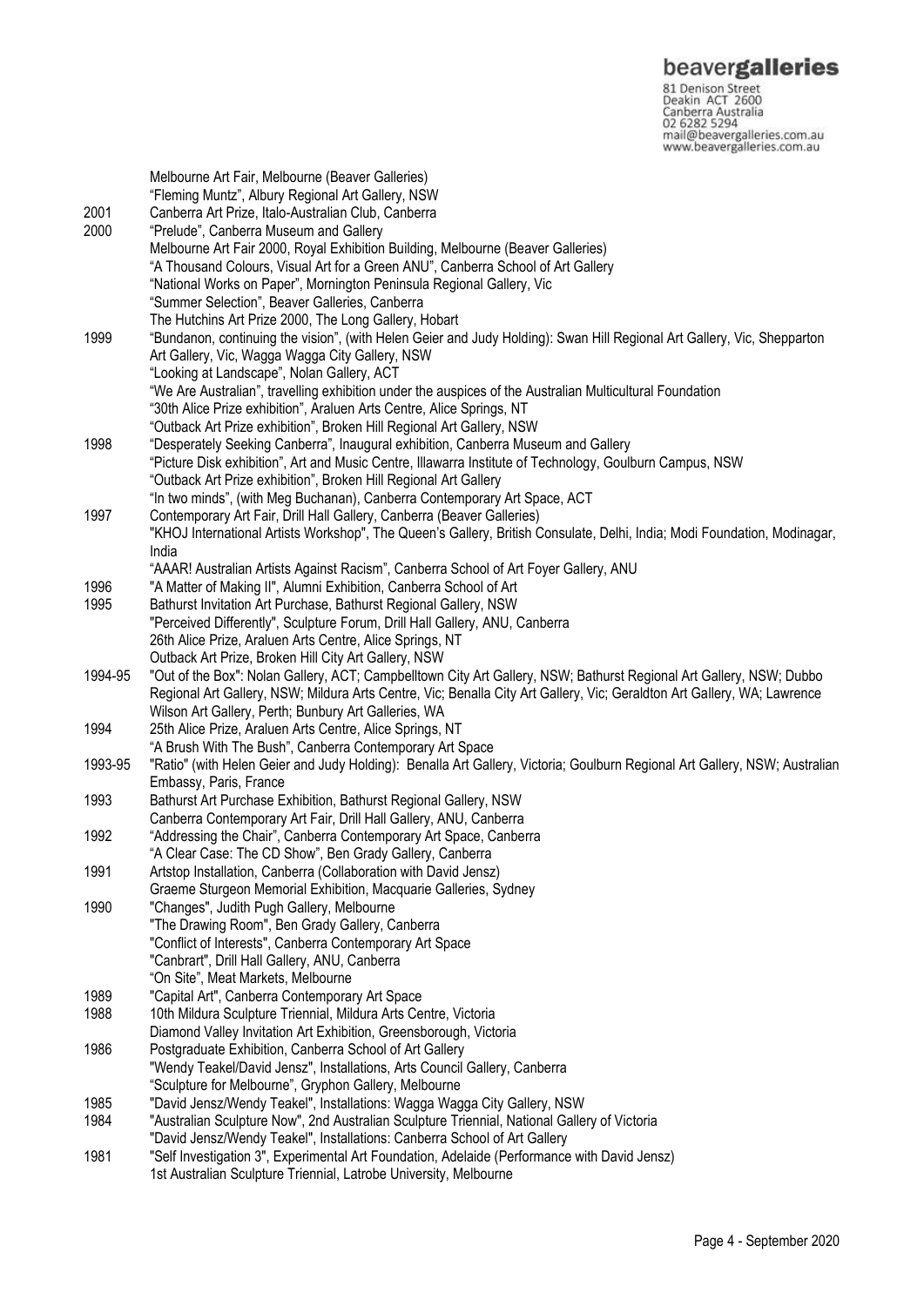Melbourne Art Fair, Melbourne (Beaver Galleries)
"Fleming Muntz", Albury Regional Art Gallery, NSW

2001 Canberra Art Prize, Italo-Australian Club, Canberra

2000 "Prelude", Canberra Museum and Gallery
Melbourne Art Fair 2000, Royal Exhibition Building, Melbourne (Beaver Galleries)
"A Thousand Colours, Visual Art for a Green ANU", Canberra School of Art Gallery
"National Works on Paper", Mornington Peninsula Regional Gallery, Vic
"Summer Selection", Beaver Galleries, Canberra
The Hutchins Art Prize 2000, The Long Gallery, Hobart

1999 "Bundanon, continuing the vision", (with Helen Geier and Judy Holding): Swan Hill Regional Art Gallery, Vic, Shepparton Art Gallery, Vic, Wagga Wagga City Gallery, NSW
"Looking at Landscape", Nolan Gallery, ACT
"We Are Australian", travelling exhibition under the auspices of the Australian Multicultural Foundation
"30th Alice Prize exhibition", Araluen Arts Centre, Alice Springs, NT
"Outback Art Prize exhibition", Broken Hill Regional Art Gallery, NSW

1998 "Desperately Seeking Canberra", Inaugural exhibition, Canberra Museum and Gallery
"Picture Disk exhibition", Art and Music Centre, Illawarra Institute of Technology, Goulburn Campus, NSW
"Outback Art Prize exhibition", Broken Hill Regional Art Gallery
"In two minds", (with Meg Buchanan), Canberra Contemporary Art Space, ACT

1997 Contemporary Art Fair, Drill Hall Gallery, Canberra (Beaver Galleries)
"KHOJ International Artists Workshop", The Queen's Gallery, British Consulate, Delhi, India; Modi Foundation, Modinagar, India
"AAAR! Australian Artists Against Racism", Canberra School of Art Foyer Gallery, ANU

1996 "A Matter of Making II", Alumni Exhibition, Canberra School of Art

1995 Bathurst Invitation Art Purchase, Bathurst Regional Gallery, NSW
"Perceived Differently", Sculpture Forum, Drill Hall Gallery, ANU, Canberra
26th Alice Prize, Araluen Arts Centre, Alice Springs, NT
Outback Art Prize, Broken Hill City Art Gallery, NSW

1994-95 "Out of the Box": Nolan Gallery, ACT; Campbelltown City Art Gallery, NSW; Bathurst Regional Art Gallery, NSW; Dubbo Regional Art Gallery, NSW; Mildura Arts Centre, Vic; Benalla City Art Gallery, Vic; Geraldton Art Gallery, WA; Lawrence Wilson Art Gallery, Perth; Bunbury Art Galleries, WA

1994 25th Alice Prize, Araluen Arts Centre, Alice Springs, NT
"A Brush With The Bush", Canberra Contemporary Art Space

1993-95 "Ratio" (with Helen Geier and Judy Holding): Benalla Art Gallery, Victoria; Goulburn Regional Art Gallery, NSW; Australian Embassy, Paris, France

1993 Bathurst Art Purchase Exhibition, Bathurst Regional Gallery, NSW
Canberra Contemporary Art Fair, Drill Hall Gallery, ANU, Canberra

1992 "Addressing the Chair", Canberra Contemporary Art Space, Canberra
"A Clear Case: The CD Show", Ben Grady Gallery, Canberra

1991 Artstop Installation, Canberra (Collaboration with David Jensz)
Graeme Sturgeon Memorial Exhibition, Macquarie Galleries, Sydney

1990 "Changes", Judith Pugh Gallery, Melbourne
"The Drawing Room", Ben Grady Gallery, Canberra
"Conflict of Interests", Canberra Contemporary Art Space
"Canbrart", Drill Hall Gallery, ANU, Canberra
"On Site", Meat Markets, Melbourne

1989 "Capital Art", Canberra Contemporary Art Space

1988 10th Mildura Sculpture Triennial, Mildura Arts Centre, Victoria
Diamond Valley Invitation Art Exhibition, Greensborough, Victoria

1986 Postgraduate Exhibition, Canberra School of Art Gallery
"Wendy Teakel/David Jensz", Installations, Arts Council Gallery, Canberra
"Sculpture for Melbourne", Gryphon Gallery, Melbourne

1985 "David Jensz/Wendy Teakel", Installations: Wagga Wagga City Gallery, NSW

1984 "Australian Sculpture Now", 2nd Australian Sculpture Triennial, National Gallery of Victoria
"David Jensz/Wendy Teakel", Installations: Canberra School of Art Gallery

1981 "Self Investigation 3", Experimental Art Foundation, Adelaide (Performance with David Jensz)
1st Australian Sculpture Triennial, Latrobe University, Melbourne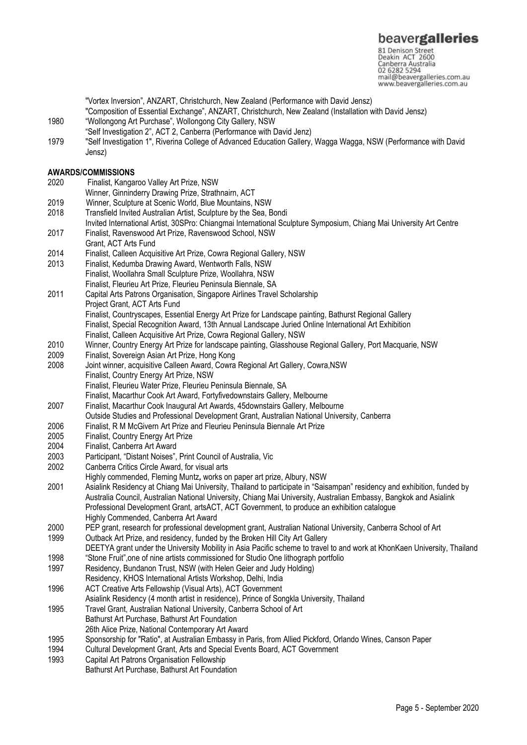"Vortex Inversion", ANZART, Christchurch, New Zealand (Performance with David Jensz)
"Composition of Essential Exchange", ANZART, Christchurch, New Zealand (Installation with David Jensz)

1980 "Wollongong Art Purchase", Wollongong City Gallery, NSW
"Self Investigation 2", ACT 2, Canberra (Performance with David Jenz)

1979 "Self Investigation 1", Riverina College of Advanced Education Gallery, Wagga Wagga, NSW (Performance with David Jensz)

**AWARDS/COMMISSIONS**

2020 Finalist, Kangaroo Valley Art Prize, NSW
Winner, Ginninderry Drawing Prize, Strathnairn, ACT

2019 Winner, Sculpture at Scenic World, Blue Mountains, NSW

2018 Transfield Invited Australian Artist, Sculpture by the Sea, Bondi
Invited International Artist, 30SPro: Chiangmai International Sculpture Symposium, Chiang Mai University Art Centre

2017 Finalist, Ravenswood Art Prize, Ravenswood School, NSW
Grant, ACT Arts Fund

2014 Finalist, Calleen Acquisitive Art Prize, Cowra Regional Gallery, NSW

2013 Finalist, Kedumba Drawing Award, Wentworth Falls, NSW
Finalist, Woollahra Small Sculpture Prize, Woollahra, NSW
Finalist, Fleurieu Art Prize, Fleurieu Peninsula Biennale, SA

2011 Capital Arts Patrons Organisation, Singapore Airlines Travel Scholarship
Project Grant, ACT Arts Fund
Finalist, Countryscapes, Essential Energy Art Prize for Landscape painting, Bathurst Regional Gallery
Finalist, Special Recognition Award, 13th Annual Landscape Juried Online International Art Exhibition
Finalist, Calleen Acquisitive Art Prize, Cowra Regional Gallery, NSW

2010 Winner, Country Energy Art Prize for landscape painting, Glasshouse Regional Gallery, Port Macquarie, NSW

2009 Finalist, Sovereign Asian Art Prize, Hong Kong

2008 Joint winner, acquisitive Calleen Award, Cowra Regional Art Gallery, Cowra,NSW
Finalist, Country Energy Art Prize, NSW
Finalist, Fleurieu Water Prize, Fleurieu Peninsula Biennale, SA
Finalist, Macarthur Cook Art Award, Fortyfivedownstairs Gallery, Melbourne

2007 Finalist, Macarthur Cook Inaugural Art Awards, 45downstairs Gallery, Melbourne
Outside Studies and Professional Development Grant, Australian National University, Canberra

2006 Finalist, R M McGivern Art Prize and Fleurieu Peninsula Biennale Art Prize

2005 Finalist, Country Energy Art Prize

2004 Finalist, Canberra Art Award

2003 Participant, "Distant Noises", Print Council of Australia, Vic

2002 Canberra Critics Circle Award, for visual arts
Highly commended, Fleming Muntz**,** works on paper art prize, Albury, NSW

2001 Asialink Residency at Chiang Mai University, Thailand to participate in "Saisampan" residency and exhibition, funded by Australia Council, Australian National University, Chiang Mai University, Australian Embassy, Bangkok and Asialink
Professional Development Grant, artsACT, ACT Government, to produce an exhibition catalogue
Highly Commended, Canberra Art Award

2000 PEP grant, research for professional development grant, Australian National University, Canberra School of Art

1999 Outback Art Prize, and residency, funded by the Broken Hill City Art Gallery
DEETYA grant under the University Mobility in Asia Pacific scheme to travel to and work at KhonKaen University, Thailand

1998 "Stone Fruit",one of nine artists commissioned for Studio One lithograph portfolio

1997 Residency, Bundanon Trust, NSW (with Helen Geier and Judy Holding)
Residency, KHOS International Artists Workshop, Delhi, India

1996 ACT Creative Arts Fellowship (Visual Arts), ACT Government
Asialink Residency (4 month artist in residence), Prince of Songkla University, Thailand

1995 Travel Grant, Australian National University, Canberra School of Art
Bathurst Art Purchase, Bathurst Art Foundation
26th Alice Prize, National Contemporary Art Award

1995 Sponsorship for "Ratio", at Australian Embassy in Paris, from Allied Pickford, Orlando Wines, Canson Paper

1994 Cultural Development Grant, Arts and Special Events Board, ACT Government

1993 Capital Art Patrons Organisation Fellowship
Bathurst Art Purchase, Bathurst Art Foundation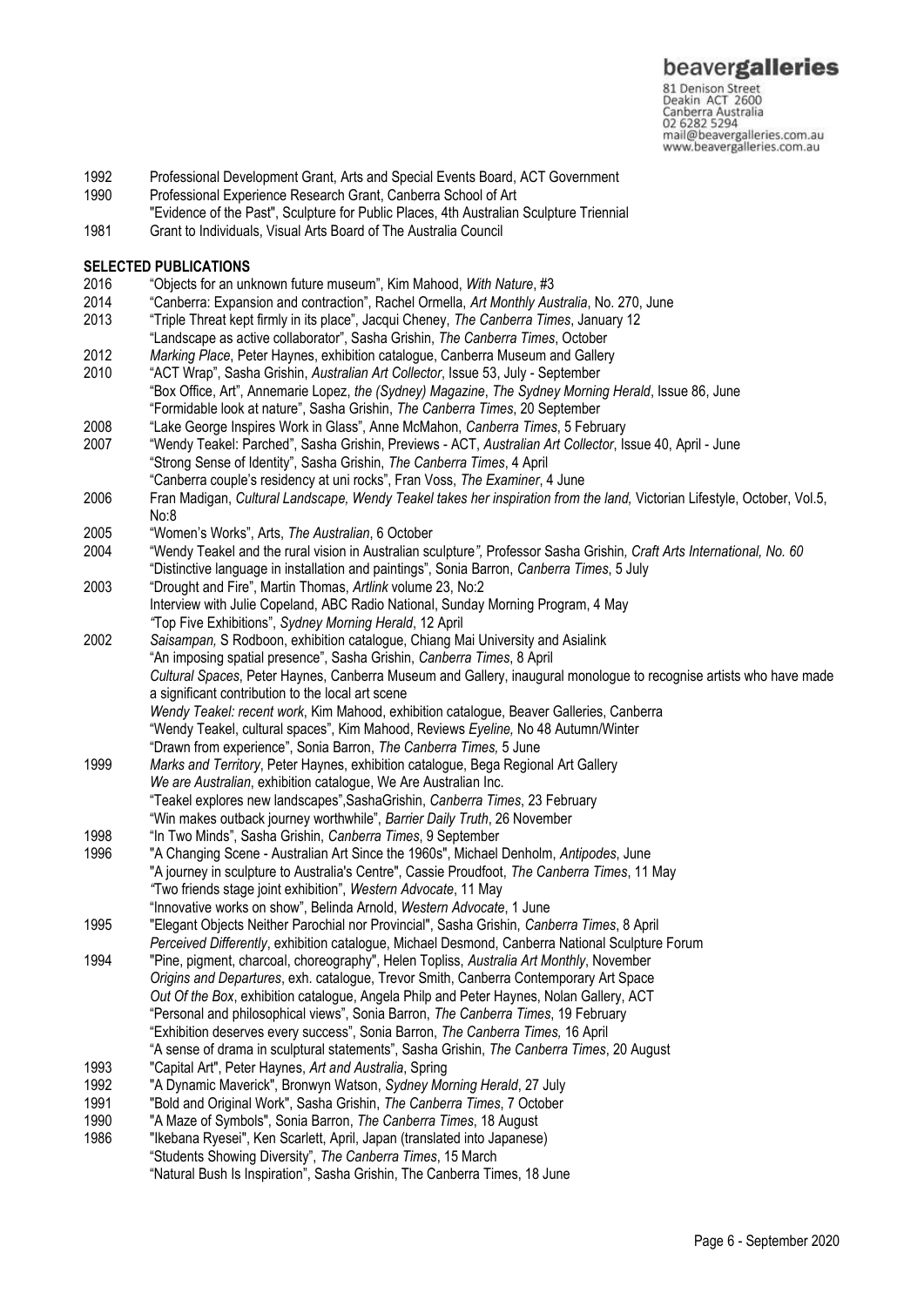| | |
|---|---|
| 1992 | Professional Development Grant, Arts and Special Events Board, ACT Government |
| 1990 | Professional Experience Research Grant, Canberra School of Art |
| | "Evidence of the Past", Sculpture for Public Places, 4th Australian Sculpture Triennial |
| 1981 | Grant to Individuals, Visual Arts Board of The Australia Council |

**SELECTED PUBLICATIONS**

| | |
|---|---|
| 2016 | "Objects for an unknown future museum", Kim Mahood, *With Nature*, #3 |
| 2014 | "Canberra: Expansion and contraction", Rachel Ormella, *Art Monthly Australia*, No. 270, June |
| 2013 | "Triple Threat kept firmly in its place", Jacqui Cheney, *The Canberra Times*, January 12 |
| | "Landscape as active collaborator", Sasha Grishin, *The Canberra Times*, October |
| 2012 | *Marking Place*, Peter Haynes, exhibition catalogue, Canberra Museum and Gallery |
| 2010 | "ACT Wrap", Sasha Grishin, *Australian Art Collector*, Issue 53, July - September |
| | "Box Office, Art", Annemarie Lopez, *the (Sydney) Magazine*, *The Sydney Morning Herald*, Issue 86, June |
| | "Formidable look at nature", Sasha Grishin, *The Canberra Times*, 20 September |
| 2008 | "Lake George Inspires Work in Glass", Anne McMahon, *Canberra Times*, 5 February |
| 2007 | "Wendy Teakel: Parched", Sasha Grishin, Previews - ACT, *Australian Art Collector*, Issue 40, April - June |
| | "Strong Sense of Identity", Sasha Grishin, *The Canberra Times*, 4 April |
| | "Canberra couple's residency at uni rocks", Fran Voss, *The Examiner*, 4 June |
| 2006 | Fran Madigan, *Cultural Landscape, Wendy Teakel takes her inspiration from the land,* Victorian Lifestyle, October, Vol.5, No:8 |
| 2005 | "Women's Works", Arts, *The Australian*, 6 October |
| 2004 | "Wendy Teakel and the rural vision in Australian sculpture*",* Professor Sasha Grishin*, Craft Arts International, No. 60* |
| | "Distinctive language in installation and paintings", Sonia Barron, *Canberra Times*, 5 July |
| 2003 | "Drought and Fire", Martin Thomas, *Artlink* volume 23, No:2 |
| | Interview with Julie Copeland, ABC Radio National, Sunday Morning Program, 4 May |
| | *"*Top Five Exhibitions", *Sydney Morning Herald*, 12 April |
| 2002 | *Saisampan,* S Rodboon, exhibition catalogue, Chiang Mai University and Asialink |
| | "An imposing spatial presence", Sasha Grishin, *Canberra Times*, 8 April |
| | *Cultural Spaces*, Peter Haynes, Canberra Museum and Gallery, inaugural monologue to recognise artists who have made a significant contribution to the local art scene |
| | *Wendy Teakel: recent work*, Kim Mahood, exhibition catalogue, Beaver Galleries, Canberra |
| | "Wendy Teakel, cultural spaces", Kim Mahood, Reviews *Eyeline,* No 48 Autumn/Winter |
| | "Drawn from experience", Sonia Barron, *The Canberra Times,* 5 June |
| 1999 | *Marks and Territory*, Peter Haynes, exhibition catalogue, Bega Regional Art Gallery |
| | *We are Australian*, exhibition catalogue, We Are Australian Inc. |
| | "Teakel explores new landscapes",SashaGrishin, *Canberra Times*, 23 February |
| | "Win makes outback journey worthwhile", *Barrier Daily Truth*, 26 November |
| 1998 | "In Two Minds", Sasha Grishin, *Canberra Times*, 9 September |
| 1996 | "A Changing Scene - Australian Art Since the 1960s", Michael Denholm, *Antipodes*, June |
| | "A journey in sculpture to Australia's Centre", Cassie Proudfoot, *The Canberra Times*, 11 May |
| | *"*Two friends stage joint exhibition", *Western Advocate*, 11 May |
| | "Innovative works on show", Belinda Arnold, *Western Advocate*, 1 June |
| 1995 | "Elegant Objects Neither Parochial nor Provincial", Sasha Grishin, *Canberra Times*, 8 April |
| | *Perceived Differently*, exhibition catalogue, Michael Desmond, Canberra National Sculpture Forum |
| 1994 | "Pine, pigment, charcoal, choreography", Helen Topliss, *Australia Art Monthly*, November |
| | *Origins and Departures*, exh. catalogue, Trevor Smith, Canberra Contemporary Art Space |
| | *Out Of the Box*, exhibition catalogue, Angela Philp and Peter Haynes, Nolan Gallery, ACT |
| | "Personal and philosophical views", Sonia Barron, *The Canberra Times*, 19 February |
| | "Exhibition deserves every success", Sonia Barron, *The Canberra Times,* 16 April |
| | "A sense of drama in sculptural statements", Sasha Grishin, *The Canberra Times*, 20 August |
| 1993 | "Capital Art", Peter Haynes, *Art and Australia*, Spring |
| 1992 | "A Dynamic Maverick", Bronwyn Watson, *Sydney Morning Herald*, 27 July |
| 1991 | "Bold and Original Work", Sasha Grishin, *The Canberra Times*, 7 October |
| 1990 | "A Maze of Symbols", Sonia Barron, *The Canberra Times*, 18 August |
| 1986 | "Ikebana Ryesei", Ken Scarlett, April, Japan (translated into Japanese) |
| | "Students Showing Diversity", *The Canberra Times*, 15 March |
| | "Natural Bush Is Inspiration", Sasha Grishin, The Canberra Times, 18 June |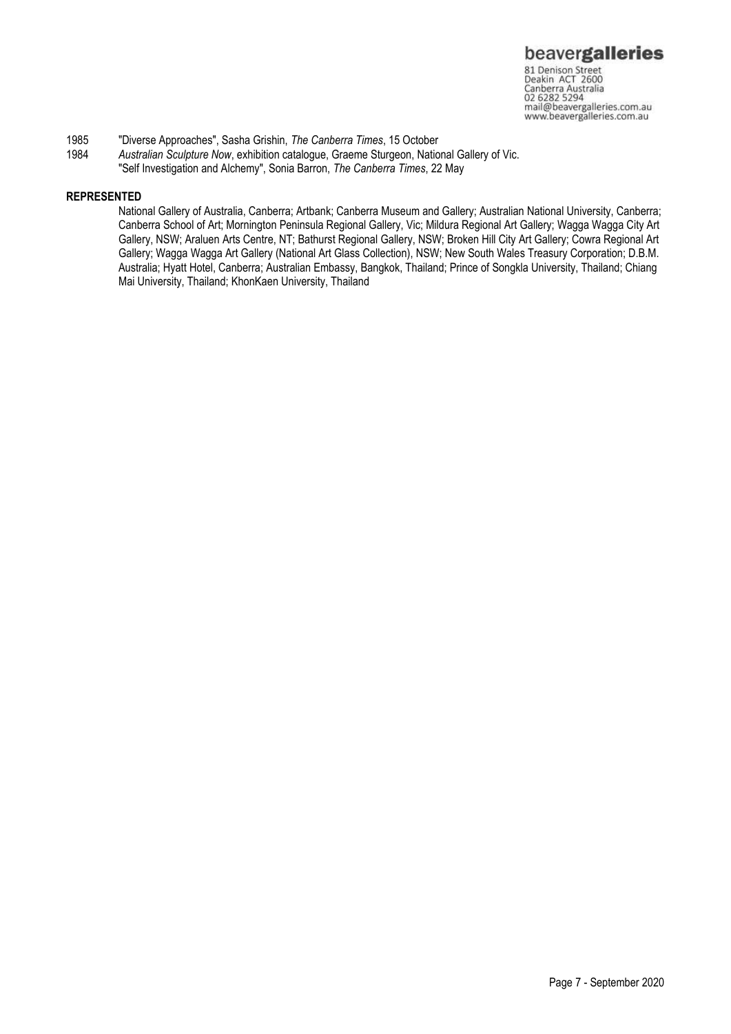1985 "Diverse Approaches", Sasha Grishin, *The Canberra Times*, 15 October

1984 *Australian Sculpture Now*, exhibition catalogue, Graeme Sturgeon, National Gallery of Vic.
"Self Investigation and Alchemy", Sonia Barron, *The Canberra Times*, 22 May

**REPRESENTED**

National Gallery of Australia, Canberra; Artbank; Canberra Museum and Gallery; Australian National University, Canberra; Canberra School of Art; Mornington Peninsula Regional Gallery, Vic; Mildura Regional Art Gallery; Wagga Wagga City Art Gallery, NSW; Araluen Arts Centre, NT; Bathurst Regional Gallery, NSW; Broken Hill City Art Gallery; Cowra Regional Art Gallery; Wagga Wagga Art Gallery (National Art Glass Collection), NSW; New South Wales Treasury Corporation; D.B.M. Australia; Hyatt Hotel, Canberra; Australian Embassy, Bangkok, Thailand; Prince of Songkla University, Thailand; Chiang Mai University, Thailand; KhonKaen University, Thailand